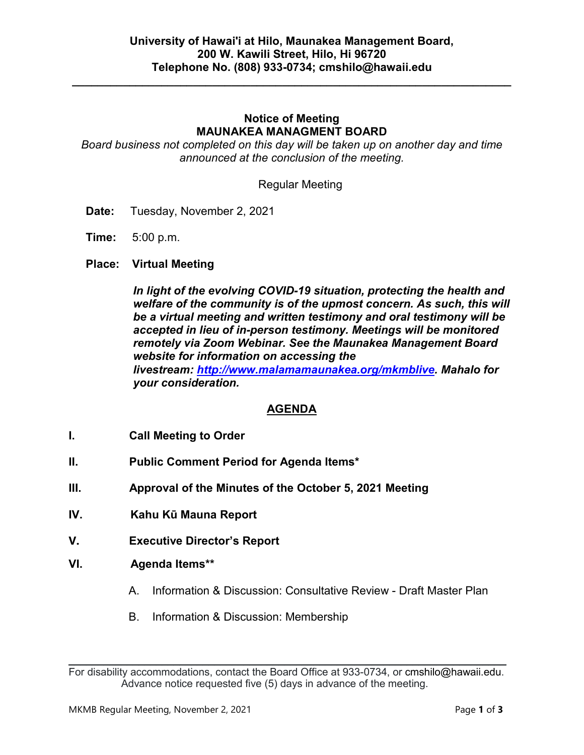**University of Hawai'i at Hilo, Maunakea Management Board,**
**200 W. Kawili Street, Hilo, Hi 96720**
**Telephone No. (808) 933-0734; cmshilo@hawaii.edu**

---

# Notice of Meeting
# MAUNAKEA MANAGMENT BOARD

*Board business not completed on this day will be taken up on another day and time announced at the conclusion of the meeting.*

Regular Meeting

**Date:** Tuesday, November 2, 2021

**Time:** 5:00 p.m.

**Place: Virtual Meeting**

***In light of the evolving COVID-19 situation, protecting the health and welfare of the community is of the upmost concern. As such, this will be a virtual meeting and written testimony and oral testimony will be accepted in lieu of in-person testimony. Meetings will be monitored remotely via Zoom Webinar. See the Maunakea Management Board website for information on accessing the livestream: [http://www.malamamaunakea.org/mkmblive](http://www.malamamaunakea.org/mkmblive). Mahalo for your consideration.***

## AGENDA

**I. Call Meeting to Order**

**II. Public Comment Period for Agenda Items***

**III. Approval of the Minutes of the October 5, 2021 Meeting**

**IV. Kahu Kū Mauna Report**

**V. Executive Director's Report**

**VI. Agenda Items****

A. Information & Discussion: Consultative Review - Draft Master Plan

B. Information & Discussion: Membership

---

For disability accommodations, contact the Board Office at 933-0734, or cmshilo@hawaii.edu. Advance notice requested five (5) days in advance of the meeting.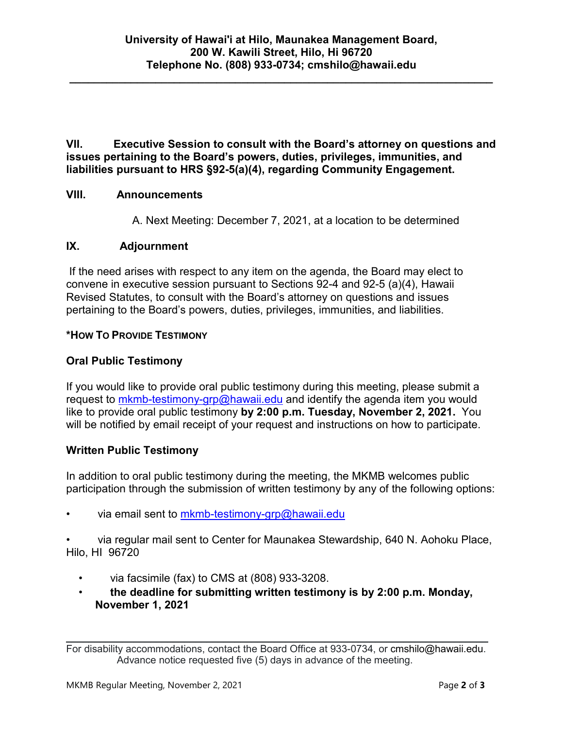**University of Hawai'i at Hilo, Maunakea Management Board, 200 W. Kawili Street, Hilo, Hi 96720 Telephone No. (808) 933-0734; cmshilo@hawaii.edu**

**VII. Executive Session to consult with the Board's attorney on questions and issues pertaining to the Board's powers, duties, privileges, immunities, and liabilities pursuant to HRS §92-5(a)(4), regarding Community Engagement.**

**VIII. Announcements**

A. Next Meeting: December 7, 2021, at a location to be determined

**IX. Adjournment**

If the need arises with respect to any item on the agenda, the Board may elect to convene in executive session pursuant to Sections 92-4 and 92-5 (a)(4), Hawaii Revised Statutes, to consult with the Board's attorney on questions and issues pertaining to the Board's powers, duties, privileges, immunities, and liabilities.

**\*HOW TO PROVIDE TESTIMONY**

**Oral Public Testimony**

If you would like to provide oral public testimony during this meeting, please submit a request to mkmb-testimony-grp@hawaii.edu and identify the agenda item you would like to provide oral public testimony **by 2:00 p.m. Tuesday, November 2, 2021.** You will be notified by email receipt of your request and instructions on how to participate.

**Written Public Testimony**

In addition to oral public testimony during the meeting, the MKMB welcomes public participation through the submission of written testimony by any of the following options:

- via email sent to mkmb-testimony-grp@hawaii.edu
- via regular mail sent to Center for Maunakea Stewardship, 640 N. Aohoku Place, Hilo, HI 96720
- via facsimile (fax) to CMS at (808) 933-3208.
- **the deadline for submitting written testimony is by 2:00 p.m. Monday, November 1, 2021**

For disability accommodations, contact the Board Office at 933-0734, or cmshilo@hawaii.edu. Advance notice requested five (5) days in advance of the meeting.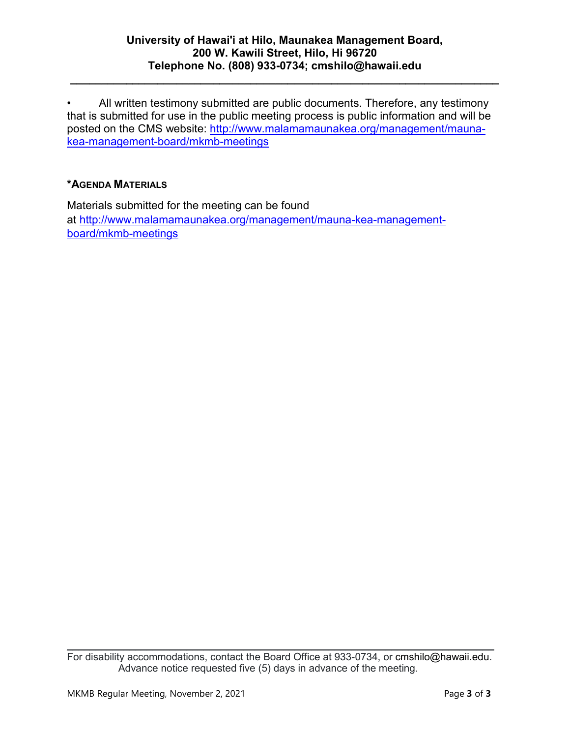- All written testimony submitted are public documents. Therefore, any testimony that is submitted for use in the public meeting process is public information and will be posted on the CMS website: http://www.malamamaunakea.org/management/mauna-kea-management-board/mkmb-meetings

**\*AGENDA MATERIALS**

Materials submitted for the meeting can be found at http://www.malamamaunakea.org/management/mauna-kea-management-board/mkmb-meetings

For disability accommodations, contact the Board Office at 933-0734, or cmshilo@hawaii.edu. Advance notice requested five (5) days in advance of the meeting.